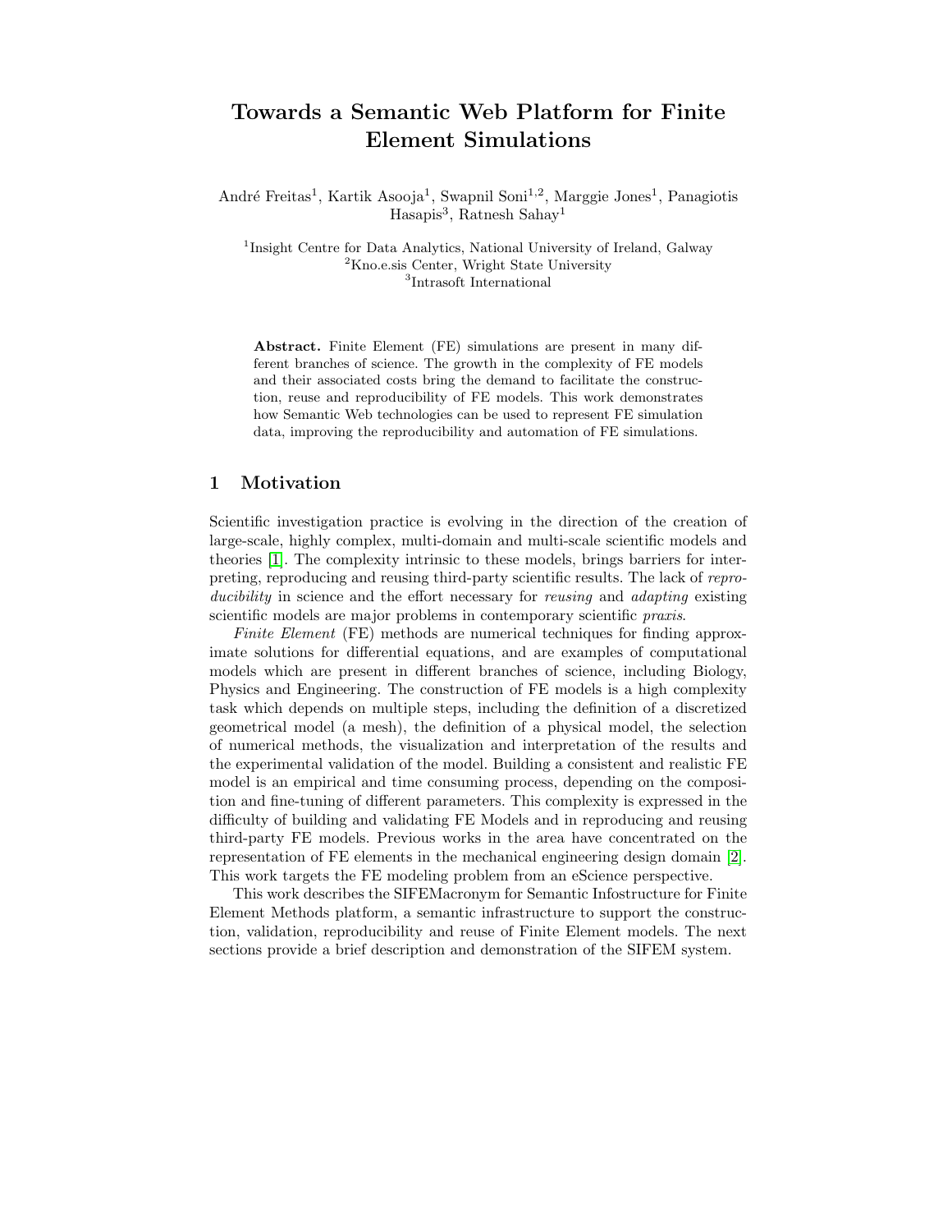# Towards a Semantic Web Platform for Finite Element Simulations

André Freitas[1], Kartik Asooja[1], Swapnil Soni[1,2], Marggie Jones[1], Panagiotis Hasapis[3], Ratnesh Sahay[1]

[1]Insight Centre for Data Analytics, National University of Ireland, Galway
[2]Kno.e.sis Center, Wright State University
[3]Intrasoft International

**Abstract.** Finite Element (FE) simulations are present in many different branches of science. The growth in the complexity of FE models and their associated costs bring the demand to facilitate the construction, reuse and reproducibility of FE models. This work demonstrates how Semantic Web technologies can be used to represent FE simulation data, improving the reproducibility and automation of FE simulations.

## 1 Motivation

Scientific investigation practice is evolving in the direction of the creation of large-scale, highly complex, multi-domain and multi-scale scientific models and theories [1]. The complexity intrinsic to these models, brings barriers for interpreting, reproducing and reusing third-party scientific results. The lack of *reproducibility* in science and the effort necessary for *reusing* and *adapting* existing scientific models are major problems in contemporary scientific *praxis*.

*Finite Element* (FE) methods are numerical techniques for finding approximate solutions for differential equations, and are examples of computational models which are present in different branches of science, including Biology, Physics and Engineering. The construction of FE models is a high complexity task which depends on multiple steps, including the definition of a discretized geometrical model (a mesh), the definition of a physical model, the selection of numerical methods, the visualization and interpretation of the results and the experimental validation of the model. Building a consistent and realistic FE model is an empirical and time consuming process, depending on the composition and fine-tuning of different parameters. This complexity is expressed in the difficulty of building and validating FE Models and in reproducing and reusing third-party FE models. Previous works in the area have concentrated on the representation of FE elements in the mechanical engineering design domain [2]. This work targets the FE modeling problem from an eScience perspective.

This work describes the SIFEMacronym for Semantic Infostructure for Finite Element Methods platform, a semantic infrastructure to support the construction, validation, reproducibility and reuse of Finite Element models. The next sections provide a brief description and demonstration of the SIFEM system.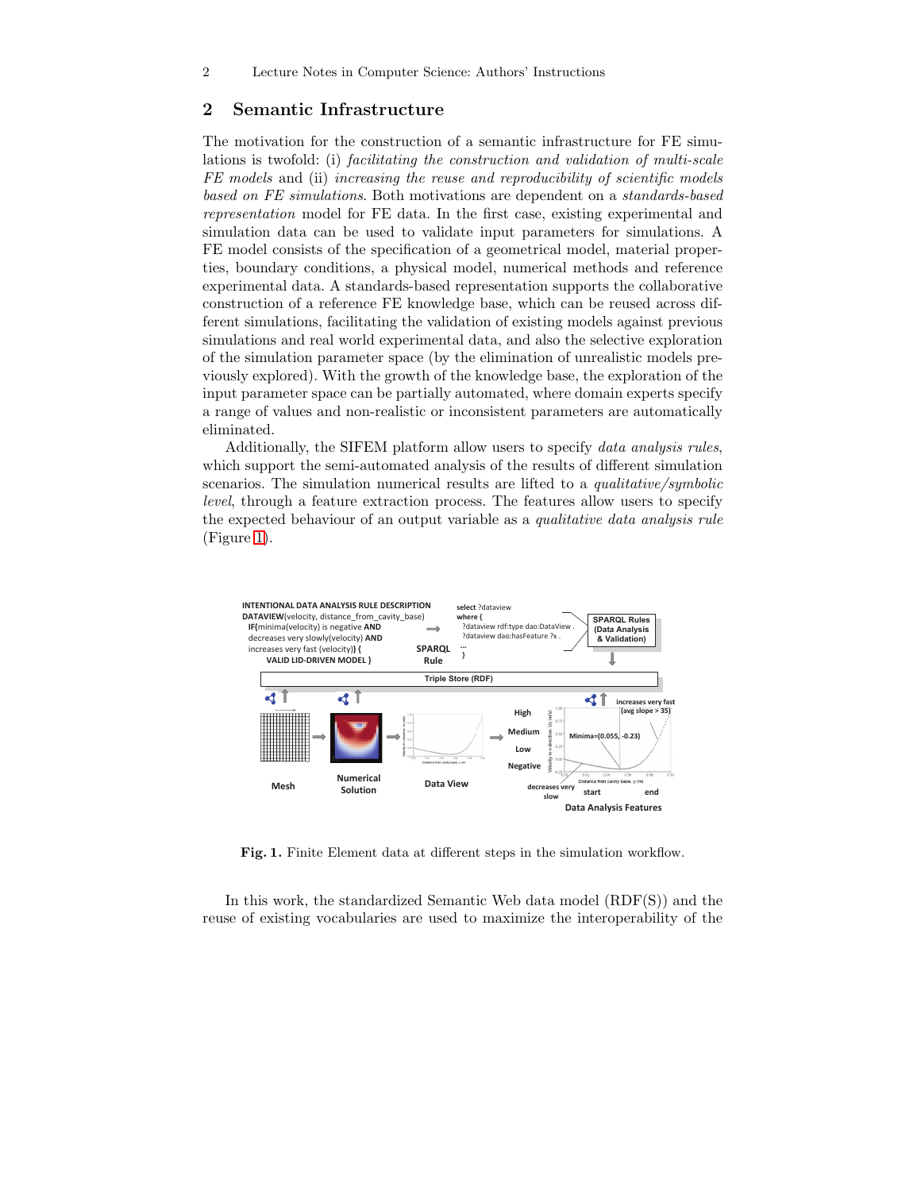## 2 Semantic Infrastructure

The motivation for the construction of a semantic infrastructure for FE simulations is twofold: (i) *facilitating the construction and validation of multi-scale FE models* and (ii) *increasing the reuse and reproducibility of scientific models based on FE simulations*. Both motivations are dependent on a *standards-based representation* model for FE data. In the first case, existing experimental and simulation data can be used to validate input parameters for simulations. A FE model consists of the specification of a geometrical model, material properties, boundary conditions, a physical model, numerical methods and reference experimental data. A standards-based representation supports the collaborative construction of a reference FE knowledge base, which can be reused across different simulations, facilitating the validation of existing models against previous simulations and real world experimental data, and also the selective exploration of the simulation parameter space (by the elimination of unrealistic models previously explored). With the growth of the knowledge base, the exploration of the input parameter space can be partially automated, where domain experts specify a range of values and non-realistic or inconsistent parameters are automatically eliminated.

Additionally, the SIFEM platform allow users to specify *data analysis rules*, which support the semi-automated analysis of the results of different simulation scenarios. The simulation numerical results are lifted to a *qualitative/symbolic level*, through a feature extraction process. The features allow users to specify the expected behaviour of an output variable as a *qualitative data analysis rule* (Figure 1).

INTENTIONAL DATA ANALYSIS RULE DESCRIPTION
DATAVIEW(velocity, distance_from_cavity_base)
IF(minima(velocity) is negative AND
decreases very slowly(velocity) AND
increases very fast (velocity)) {
VALID LID-DRIVEN MODEL }

SPARQL Rule

select ?dataview
where {
?dataview rdf:type dao:DataView .
?dataview dao:hasFeature ?x .
...
}

SPARQL Rules (Data Analysis & Validation)

Triple Store (RDF)

Mesh

Numerical Solution

Data View

High
Medium
Low
Negative

Minima=(0.055, -0.23)

increases very fast (avg slope > 35)

decreases very slow

start

end

Data Analysis Features

**Fig. 1.** Finite Element data at different steps in the simulation workflow.

In this work, the standardized Semantic Web data model (RDF(S)) and the reuse of existing vocabularies are used to maximize the interoperability of the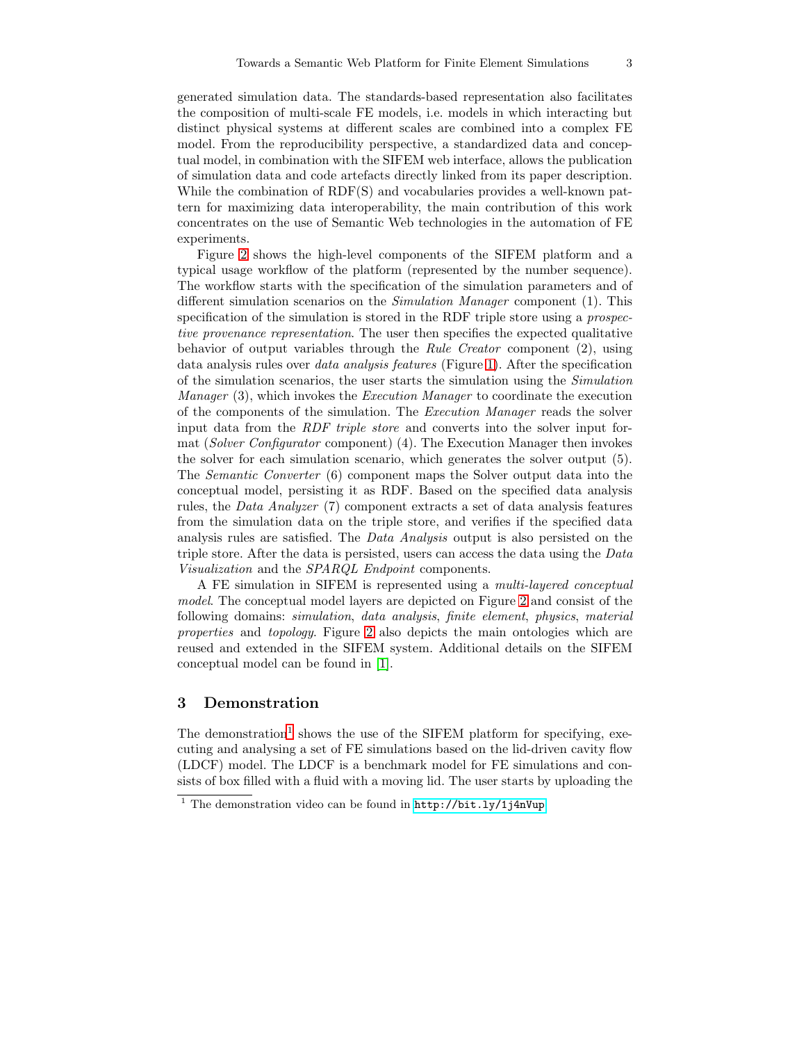generated simulation data. The standards-based representation also facilitates the composition of multi-scale FE models, i.e. models in which interacting but distinct physical systems at different scales are combined into a complex FE model. From the reproducibility perspective, a standardized data and conceptual model, in combination with the SIFEM web interface, allows the publication of simulation data and code artefacts directly linked from its paper description. While the combination of RDF(S) and vocabularies provides a well-known pattern for maximizing data interoperability, the main contribution of this work concentrates on the use of Semantic Web technologies in the automation of FE experiments.

Figure 2 shows the high-level components of the SIFEM platform and a typical usage workflow of the platform (represented by the number sequence). The workflow starts with the specification of the simulation parameters and of different simulation scenarios on the *Simulation Manager* component (1). This specification of the simulation is stored in the RDF triple store using a *prospective provenance representation*. The user then specifies the expected qualitative behavior of output variables through the *Rule Creator* component (2), using data analysis rules over *data analysis features* (Figure 1). After the specification of the simulation scenarios, the user starts the simulation using the *Simulation Manager* (3), which invokes the *Execution Manager* to coordinate the execution of the components of the simulation. The *Execution Manager* reads the solver input data from the *RDF triple store* and converts into the solver input format (*Solver Configurator* component) (4). The Execution Manager then invokes the solver for each simulation scenario, which generates the solver output (5). The *Semantic Converter* (6) component maps the Solver output data into the conceptual model, persisting it as RDF. Based on the specified data analysis rules, the *Data Analyzer* (7) component extracts a set of data analysis features from the simulation data on the triple store, and verifies if the specified data analysis rules are satisfied. The *Data Analysis* output is also persisted on the triple store. After the data is persisted, users can access the data using the *Data Visualization* and the *SPARQL Endpoint* components.

A FE simulation in SIFEM is represented using a *multi-layered conceptual model*. The conceptual model layers are depicted on Figure 2 and consist of the following domains: *simulation*, *data analysis*, *finite element*, *physics*, *material properties* and *topology*. Figure 2 also depicts the main ontologies which are reused and extended in the SIFEM system. Additional details on the SIFEM conceptual model can be found in [1].

## 3 Demonstration

The demonstration[1] shows the use of the SIFEM platform for specifying, executing and analysing a set of FE simulations based on the lid-driven cavity flow (LDCF) model. The LDCF is a benchmark model for FE simulations and consists of box filled with a fluid with a moving lid. The user starts by uploading the

[1] The demonstration video can be found in `http://bit.ly/1j4nVup`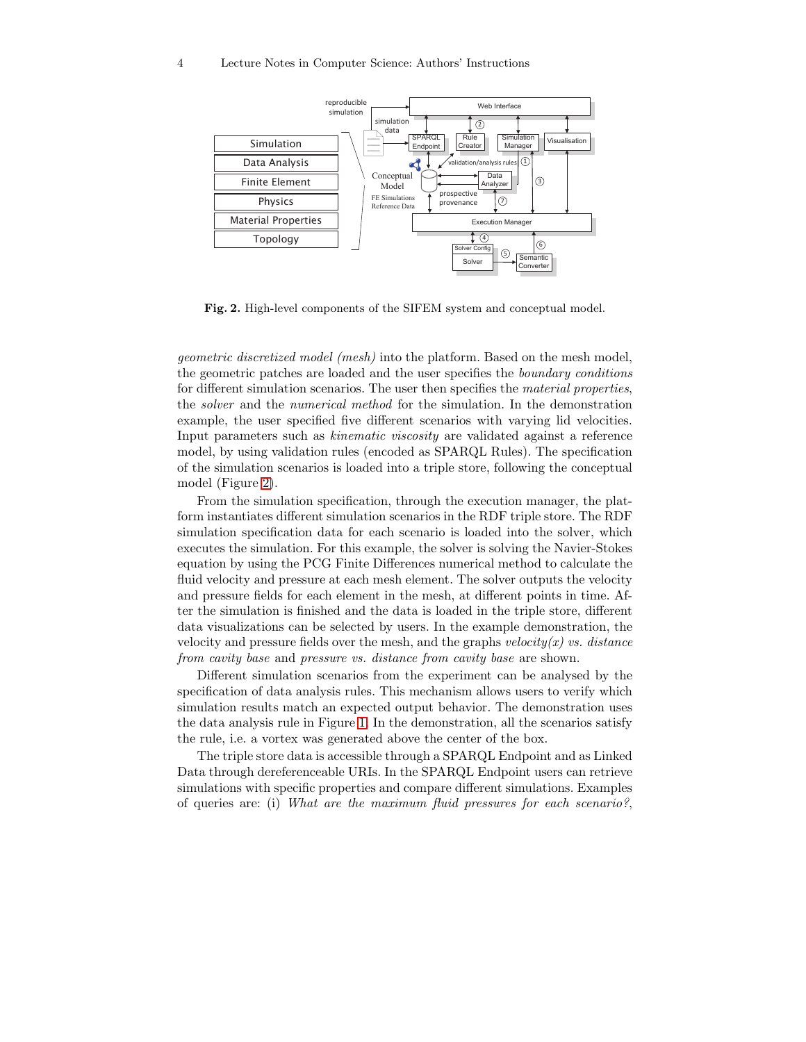**Fig. 2.** High-level components of the SIFEM system and conceptual model.

*geometric discretized model (mesh)* into the platform. Based on the mesh model, the geometric patches are loaded and the user specifies the *boundary conditions* for different simulation scenarios. The user then specifies the *material properties*, the *solver* and the *numerical method* for the simulation. In the demonstration example, the user specified five different scenarios with varying lid velocities. Input parameters such as *kinematic viscosity* are validated against a reference model, by using validation rules (encoded as SPARQL Rules). The specification of the simulation scenarios is loaded into a triple store, following the conceptual model (Figure 2).

From the simulation specification, through the execution manager, the platform instantiates different simulation scenarios in the RDF triple store. The RDF simulation specification data for each scenario is loaded into the solver, which executes the simulation. For this example, the solver is solving the Navier-Stokes equation by using the PCG Finite Differences numerical method to calculate the fluid velocity and pressure at each mesh element. The solver outputs the velocity and pressure fields for each element in the mesh, at different points in time. After the simulation is finished and the data is loaded in the triple store, different data visualizations can be selected by users. In the example demonstration, the velocity and pressure fields over the mesh, and the graphs *velocity(x) vs. distance from cavity base* and *pressure vs. distance from cavity base* are shown.

Different simulation scenarios from the experiment can be analysed by the specification of data analysis rules. This mechanism allows users to verify which simulation results match an expected output behavior. The demonstration uses the data analysis rule in Figure 1. In the demonstration, all the scenarios satisfy the rule, i.e. a vortex was generated above the center of the box.

The triple store data is accessible through a SPARQL Endpoint and as Linked Data through dereferenceable URIs. In the SPARQL Endpoint users can retrieve simulations with specific properties and compare different simulations. Examples of queries are: (i) *What are the maximum fluid pressures for each scenario?*,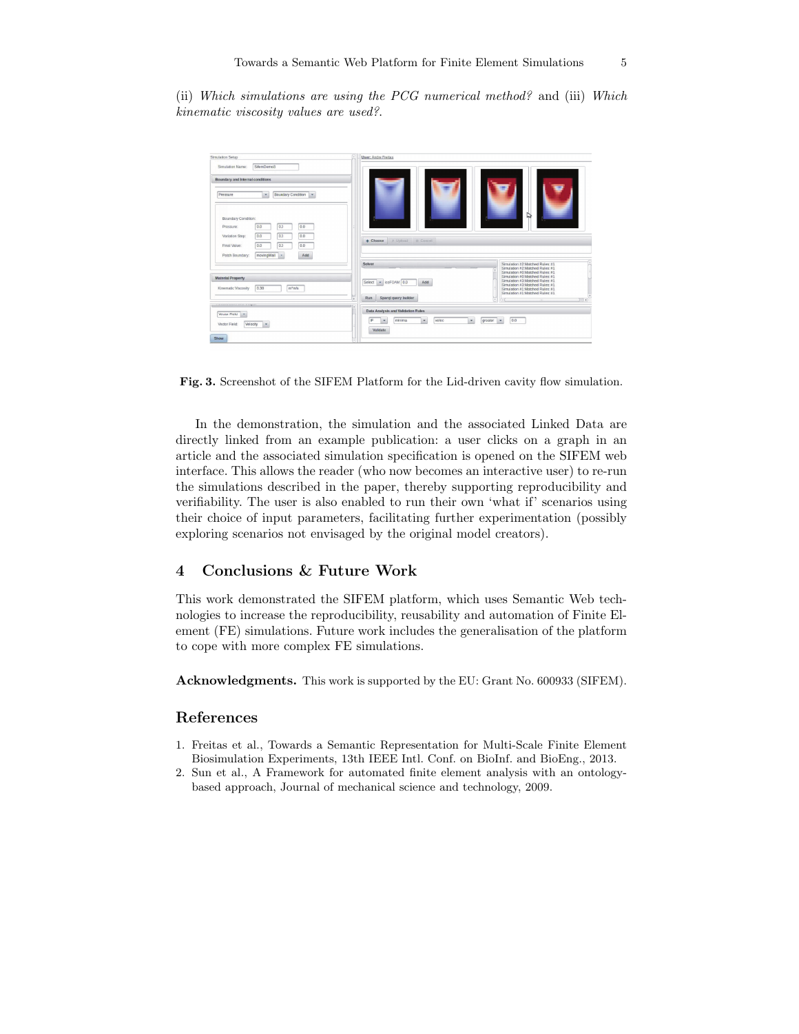(ii) *Which simulations are using the PCG numerical method?* and (iii) *Which kinematic viscosity values are used?*.

**Fig. 3.** Screenshot of the SIFEM Platform for the Lid-driven cavity flow simulation.

In the demonstration, the simulation and the associated Linked Data are directly linked from an example publication: a user clicks on a graph in an article and the associated simulation specification is opened on the SIFEM web interface. This allows the reader (who now becomes an interactive user) to re-run the simulations described in the paper, thereby supporting reproducibility and verifiability. The user is also enabled to run their own 'what if' scenarios using their choice of input parameters, facilitating further experimentation (possibly exploring scenarios not envisaged by the original model creators).

## 4 Conclusions & Future Work

This work demonstrated the SIFEM platform, which uses Semantic Web technologies to increase the reproducibility, reusability and automation of Finite Element (FE) simulations. Future work includes the generalisation of the platform to cope with more complex FE simulations.

**Acknowledgments.** This work is supported by the EU: Grant No. 600933 (SIFEM).

## References

1. Freitas et al., Towards a Semantic Representation for Multi-Scale Finite Element Biosimulation Experiments, 13th IEEE Intl. Conf. on BioInf. and BioEng., 2013.
2. Sun et al., A Framework for automated finite element analysis with an ontology-based approach, Journal of mechanical science and technology, 2009.